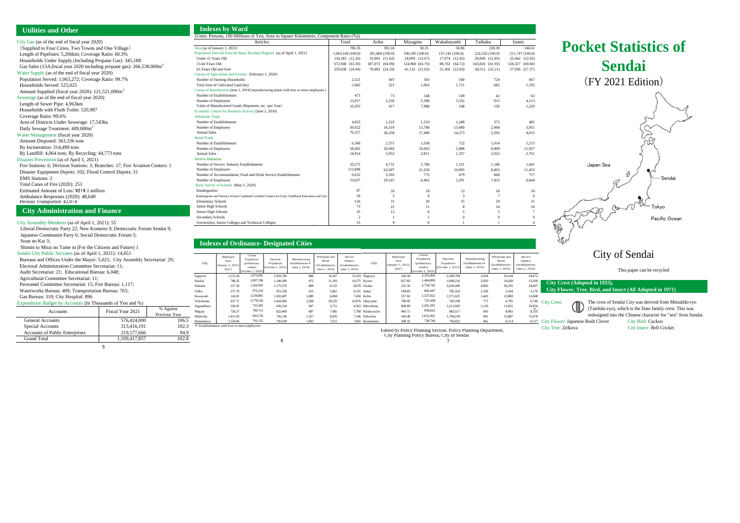## Utilities and Other

City Gas (as of the end of fiscal year 2020)
(Supplied to Four Cities, Two Towns and One Village)
Length of Pipelines: 5,206km; Coverage Ratio: 60.3%
Households Under Supply (Including Propane Gas): 345,188
Gas Sales (13A;fiscal year 2020 including propane gas): 266,538,000m$^3$

Water Supply (as of the end of fiscal year 2020)
Population Served: 1,063,272; Coverage Ratio: 99.7%
Households Served: 525,025
Amount Supplied (fiscal year 2020): 121,521,000m$^3$

Sewerage (as of the end of fiscal year 2020)
Length of Sewer Pipe: 4,963km
Households with Flush Toilet: 520,987
Coverage Ratio: 99.6%
Area of Districts Under Sewerage: 17,543ha
Daily Sewage Treatment: 409,000m$^3$

Waste Management (fiscal year 2020)
Amount Disposed: 363,336 tons
By Incineration: 314,499 tons
By Landfill: 4,064 tons; By Recycling: 44,773 tons

Disaster Prevention (as of April 1, 2021)
Fire Stations: 6; Division Stations: 3; Branches: 17; Fire Aviation Centers: 1
Disaster Equipment Depots: 102; Flood Control Depots: 31
EMS Stations: 2
Total Cases of Fire (2020): 251
Estimated Amount of Loss: ¥214.1 million
Ambulance Responses (2020): 48,649
Persons Transported: 42,074

## City Administration and Finance

City Assembly Members (as of April 1, 2021): 55
Liberal Democratic Party 22; New Komeito 9; Democratic Forum Sendai 9;
Japanese Communist Party 6; Social Democratic Forum 5;
Soun no Kai 3;
Shimin to Mirai no Tame ni (For the Citizens and Future) 1

Sendai City Public Servants (as of April 1, 2021): 14,651
Bureaus and Offices Under the Mayor: 5,021; City Assembly Secretariat: 29;
Electoral Administration Committee Secretariat: 11;
Audit Secretariat: 21; Educational Bureau: 6,048;
Agricultural Committee Secretariat: 11;
Personnel Committee Secretariat: 15; Fire Bureau: 1,117;
Waterworks Bureau: 409; Transportation Bureau: 763;
Gas Bureau: 310; City Hospital: 896

Expenditure Budget by Accounts (In Thousands of Yen and %)

| Accounts | Fiscal Year 2021 | % Against Previous Year |
|---|---|---|
| General Accounts | 576,424,000 | 106.5 |
| Special Accounts | 313,416,191 | 102.3 |
| Accounts of Public Enterprises | 219,577,666 | 94.9 |
| Grand Total | 1,109,417,857 | 102.8 |

## Indexes by Ward

(Units: Persons, 100 Millions of Yen, Area in Square Kilometers, Component Ratio (%))

| Articles | Total | Aoba | Miyagino | Wakabayashi | Taihaku | Izumi |
|---|---|---|---|---|---|---|
| Area (as of January 1, 2021) | 786.35 | 302.24 | 58.25 | 50.86 | 228.39 | 146.61 |
| Population Derived from the Basic Resident Register (as of April 1, 2021) | 1,063,169 (100.0) | 291,869 (100.0) | 190,185 (100.0) | 137,142 (100.0) | 232,226 (100.0) | 211,747 (100.0) |
| Under 15 Years Old | 130,383 (12.26) | 33,905 (11.62) | 24,093 (12.67) | 17,074 (12.45) | 29,849 (12.85) | 25,462 (12.02) |
| 15-64 Years Old | 672,948 (63.30) | 187,072 (64.09) | 124,960 (65.70) | 88,763 (64.72) | 143,826 (61.93) | 128,327 (60.60) |
| 65 Years Old and Over | 259,838 (24.44) | 70,892 (24.29) | 41,132 (21.63) | 31,305 (22.83) | 58,551 (25.21) | 57,958 (27.37) |
| Census of Agriculture and Forestry (February 1, 2020) | | | | | | |
| Number of Farming Households | 2,521 | 447 | 343 | 340 | 724 | 667 |
| Total Area of Cultivated Land (ha) | 5,082 | 521 | 1,063 | 1,711 | 682 | 1,105 |
| Census of Manufactures (June 1, 2019) (manufacturing plants with four or more employees) | | | | | | |
| Number of Establishments | 475 | 73 | 148 | 149 | 42 | 63 |
| Number of Employees | 15,917 | 2,259 | 5,398 | 3,332 | 815 | 4,113 |
| Value of Manufactured Goods Shipments, etc. (per Year) | 10,293 | 417 | 7,988 | 548 | 120 | 1,220 |
| Economic Census for Business Activity (June 1, 2016) | | | | | | |
| Wholesale Trade | | | | | | |
| Number of Establishments | 4,833 | 1,522 | 1,210 | 1,248 | 372 | 481 |
| Number of Employees | 50,022 | 16,319 | 13,788 | 13,480 | 2,484 | 3,951 |
| Annual Sales | 76,327 | 38,259 | 17,488 | 14,273 | 2,292 | 4,015 |
| Retail Trade | | | | | | |
| Number of Establishments | 6,360 | 2,371 | 1,038 | 722 | 1,014 | 1,215 |
| Number of Employees | 58,492 | 20,065 | 10,603 | 5,988 | 9,909 | 11,927 |
| Annual Sales | 14,914 | 5,952 | 2,811 | 1,337 | 2,052 | 2,761 |
| Service Industries | | | | | | |
| Number of Service Industry Establishments | 10,275 | 4,731 | 1,786 | 1,131 | 1,186 | 1,441 |
| Number of Employees | 113,898 | 62,697 | 21,250 | 10,095 | 8,403 | 11,453 |
| Number of Accommodation, Food and Drink Service Establishments | 6,032 | 3,393 | 775 | 479 | 668 | 717 |
| Number of Employees | 53,037 | 29,167 | 6,462 | 3,291 | 7,453 | 6,664 |
| Basic Survey of Schools (May 1, 2020) | | | | | | |
| Kindergartens | 87 | 20 | 18 | 13 | 18 | 18 |
| Kindergarten and Nursery School Combined Certified Centers for Early Childhood Education and Care | 29 | 5 | 8 | 3 | 7 | 6 |
| Elementary Schools | 126 | 31 | 20 | 15 | 29 | 31 |
| Junior High Schools | 73 | 22 | 11 | 8 | 14 | 18 |
| Senior High Schools | 35 | 12 | 6 | 5 | 5 | 7 |
| Secondary Schools | 2 | 1 | 1 | 0 | 0 | 0 |
| Universities, Junior Colleges and Technical Colleges | 15 | 9 | 0 | 1 | 1 | 4 |

## Indexes of Ordinance- Designated Cities

| City | Municipal Area (January 1, 2021) (km$^2$) | Census Population (preliminary results) (October 1, 2020) | Daytime Population (October 1, 2015) | Manufacturing Establishments* (June 1, 2019) | Wholesale and Retail Establishments (June 1, 2016) | Service Industry Establishments (June 1, 2016) |
|---|---|---|---|---|---|---|
| Sapporo | 1,121.26 | 1,975,065 | 1,959,740 | 888 | 14,167 | 15,243 |
| Sendai | 786.35 | 1,097,196 | 1,148,389 | 475 | 11,193 | 10,275 |
| Saitama | 217.43 | 1,324,591 | 1,175,579 | 869 | 8,125 | 8,678 |
| Chiba | 271.76 | 975,210 | 951,528 | 412 | 5,861 | 6,525 |
| Kawasaki | 143.01 | 1,539,081 | 1,302,487 | 1,089 | 6,694 | 7,458 |
| Yokohama | 437.71 | 3,778,318 | 3,416,060 | 2,268 | 20,225 | 22,876 |
| Sagamihara | 328.91 | 725,302 | 636,218 | 847 | 3,751 | 4,363 |
| Niigata | 726.27 | 789,715 | 822,469 | 987 | 7,985 | 7,788 |
| Shizuoka | 1,411.83 | 693,759 | 726,136 | 1,327 | 8,025 | 7,146 |
| Hamamatsu | 1,558.06 | 791,155 | 792,639 | 1,893 | 7,615 | 7,065 |
| Nagoya | 326.50 | 2,333,406 | 2,589,799 | 3,504 | 24,144 | 24,472 |
| Kyoto | 827.83 | 1,464,890 | 1,608,216 | 2,050 | 14,428 | 13,560 |
| Osaka | 225.32 | 2,754,742 | 3,543,449 | 4,862 | 36,335 | 34,607 |
| Sakai | 149.83 | 826,447 | 785,324 | 1,339 | 5,104 | 5,176 |
| Kobe | 557.02 | 1,527,022 | 1,571,625 | 1,443 | 12,808 | 13,068 |
| Okayama | 789.95 | 725,108 | 745,199 | 771 | 6,795 | 6,746 |
| Hiroshima | 906.69 | 1,201,281 | 1,211,020 | 1,126 | 11,631 | 10,954 |
| Kitakyushu | 491.71 | 939,622 | 983,517 | 943 | 8,993 | 8,335 |
| Fukuoka | 343.46 | 1,613,361 | 1,704,218 | 691 | 15,887 | 15,678 |
| Kumamoto | 390.32 | 738,744 | 756,852 | 461 | 6,114 | 6,517 |

* Establishments with four or more employees

Edited by Policy Planning Section, Policy Planning Department,
City Planning Policy Bureau, City of Sendai

# Pocket Statistics of Sendai

(FY 2021 Edition)

Japan Sea
Sendai
Tokyo
Pacific Ocean

# City of Sendai

This paper can be recycled

**City Crest (Adopted in 1933),**
**City Flower, Tree, Bird, and Insect (All Adopted in 1971)**

City Crest: The crest of Sendai City was derived from Mitsuhiki-ryo (Tatehiki-ryo), which is the Date family crest. This was redesigned into the Chinese character for "sen" from Sendai.

City Flower: Japanese Bush Clover
City Bird: Cuckoo
City Tree: Zelkova
City Insect: Bell Cricket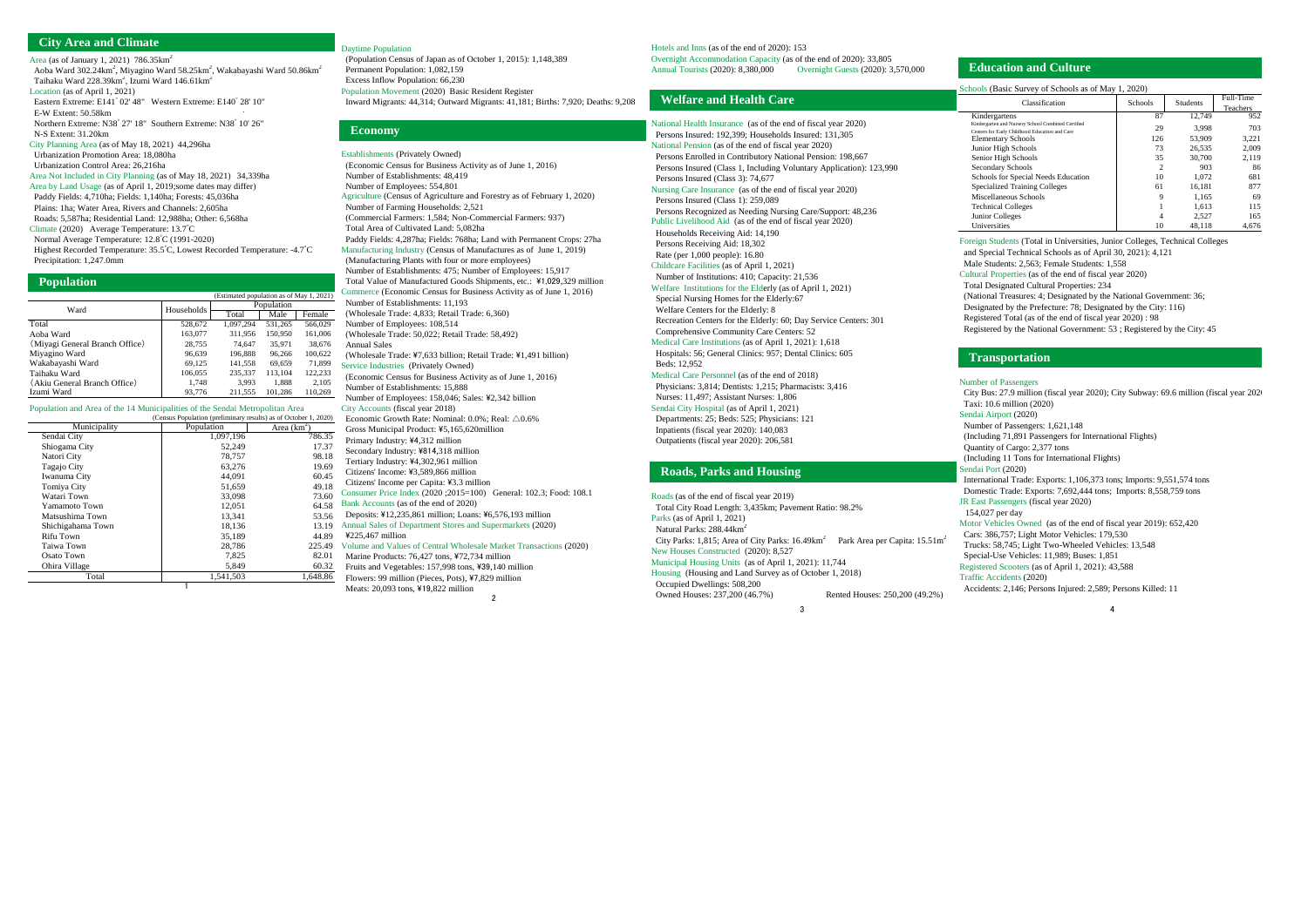## City Area and Climate

Area (as of January 1, 2021) 786.35km²
Aoba Ward 302.24km², Miyagino Ward 58.25km², Wakabayashi Ward 50.86km²
Taihaku Ward 228.39km², Izumi Ward 146.61km²

Location (as of April 1, 2021)
Eastern Extreme: E141° 02' 48" Western Extreme: E140° 28' 10"
E-W Extent: 50.58km
Northern Extreme: N38° 27' 18" Southern Extreme: N38° 10' 26"
N-S Extent: 31.20km

City Planning Area (as of May 18, 2021) 44,296ha
Urbanization Promotion Area: 18,080ha
Urbanization Control Area: 26,216ha

Area Not Included in City Planning (as of May 18, 2021) 34,339ha

Area by Land Usage (as of April 1, 2019;some dates may differ)
Paddy Fields: 4,710ha; Fields: 1,140ha; Forests: 45,036ha
Plains: 1ha; Water Area, Rivers and Channels: 2,605ha
Roads: 5,587ha; Residential Land: 12,988ha; Other: 6,568ha

Climate (2020) Average Temperature: 13.7°C
Normal Average Temperature: 12.8°C (1991-2020)
Highest Recorded Temperature: 35.5°C, Lowest Recorded Temperature: -4.7°C
Precipitation: 1,247.0mm

## Population

(Estimated population as of May 1, 2021)

| Ward | Households | Population | | |
|---|---|---|---|---|
| | | Total | Male | Female |
| Total | 528,672 | 1,097,294 | 531,265 | 566,029 |
| Aoba Ward | 163,077 | 311,956 | 150,950 | 161,006 |
| (Miyagi General Branch Office) | 28,755 | 74,647 | 35,971 | 38,676 |
| Miyagino Ward | 96,639 | 196,888 | 96,266 | 100,622 |
| Wakabayashi Ward | 69,125 | 141,558 | 69,659 | 71,899 |
| Taihaku Ward | 106,055 | 235,337 | 113,104 | 122,233 |
| (Akiu General Branch Office) | 1,748 | 3,993 | 1,888 | 2,105 |
| Izumi Ward | 93,776 | 211,555 | 101,286 | 110,269 |

Population and Area of the 14 Municipalities of the Sendai Metropolitan Area

(Census Population (preliminary results) as of October 1, 2020)

| Municipality | Population | Area (km²) |
|---|---|---|
| Sendai City | 1,097,196 | 786.35 |
| Shiogama City | 52,249 | 17.37 |
| Natori City | 78,757 | 98.18 |
| Tagajo City | 63,276 | 19.69 |
| Iwanuma City | 44,091 | 60.45 |
| Tomiya City | 51,659 | 49.18 |
| Watari Town | 33,098 | 73.60 |
| Yamamoto Town | 12,051 | 64.58 |
| Matsushima Town | 13,341 | 53.56 |
| Shichigahama Town | 18,136 | 13.19 |
| Rifu Town | 35,189 | 44.89 |
| Taiwa Town | 28,786 | 225.49 |
| Osato Town | 7,825 | 82.01 |
| Ohira Village | 5,849 | 60.32 |
| Total | 1,541,503 | 1,648.86 |

Daytime Population
(Population Census of Japan as of October 1, 2015): 1,148,389
Permanent Population: 1,082,159
Excess Inflow Population: 66,230

Population Movement (2020) Basic Resident Register
Inward Migrants: 44,314; Outward Migrants: 41,181; Births: 7,920; Deaths: 9,208

## Economy

Establishments (Privately Owned)
(Economic Census for Business Activity as of June 1, 2016)
Number of Establishments: 48,419
Number of Employees: 554,801

Agriculture (Census of Agriculture and Forestry as of February 1, 2020)
Number of Farming Households: 2,521
(Commercial Farmers: 1,584; Non-Commercial Farmers: 937)
Total Area of Cultivated Land: 5,082ha
Paddy Fields: 4,287ha; Fields: 768ha; Land with Permanent Crops: 27ha

Manufacturing Industry (Census of Manufactures as of June 1, 2019)
(Manufacturing Plants with four or more employees)
Number of Establishments: 475; Number of Employees: 15,917
Total Value of Manufactured Goods Shipments, etc.: ¥1,029,329 million

Commerce (Economic Census for Business Activity as of June 1, 2016)
Number of Establishments: 11,193
(Wholesale Trade: 4,833; Retail Trade: 6,360)
Number of Employees: 108,514
(Wholesale Trade: 50,022; Retail Trade: 58,492)
Annual Sales
(Wholesale Trade: ¥7,633 billion; Retail Trade: ¥1,491 billion)

Service Industries (Privately Owned)
(Economic Census for Business Activity as of June 1, 2016)
Number of Establishments: 15,888
Number of Employees: 158,046; Sales: ¥2,342 billion

City Accounts (fiscal year 2018)
Economic Growth Rate: Nominal: 0.0%; Real: △0.6%
Gross Municipal Product: ¥5,165,620million
Primary Industry: ¥4,312 million
Secondary Industry: ¥814,318 million
Tertiary Industry: ¥4,302,961 million
Citizens' Income: ¥3,589,866 million
Citizens' Income per Capita: ¥3.3 million

Consumer Price Index (2020 ;2015=100) General: 102.3; Food: 108.1

Bank Accounts (as of the end of 2020)
Deposits: ¥12,235,861 million; Loans: ¥6,576,193 million

Annual Sales of Department Stores and Supermarkets (2020)
¥225,467 million

Volume and Values of Central Wholesale Market Transactions (2020)
Marine Products: 76,427 tons, ¥72,734 million
Fruits and Vegetables: 157,998 tons, ¥39,140 million
Flowers: 99 million (Pieces, Pots), ¥7,829 million
Meats: 20,093 tons, ¥19,822 million

Hotels and Inns (as of the end of 2020): 153
Overnight Accommodation Capacity (as of the end of 2020): 33,805
Annual Tourists (2020): 8,380,000 Overnight Guests (2020): 3,570,000

## Welfare and Health Care

National Health Insurance (as of the end of fiscal year 2020)
Persons Insured: 192,399; Households Insured: 131,305

National Pension (as of the end of fiscal year 2020)
Persons Enrolled in Contributory National Pension: 198,667
Persons Insured (Class 1, Including Voluntary Application): 123,990
Persons Insured (Class 3): 74,677

Nursing Care Insurance (as of the end of fiscal year 2020)
Persons Insured (Class 1): 259,089
Persons Recognized as Needing Nursing Care/Support: 48,236

Public Livelihood Aid (as of the end of fiscal year 2020)
Households Receiving Aid: 14,190
Persons Receiving Aid: 18,302
Rate (per 1,000 people): 16.80

Childcare Facilities (as of April 1, 2021)
Number of Institutions: 410; Capacity: 21,536

Welfare Institutions for the Elderly (as of April 1, 2021)
Special Nursing Homes for the Elderly:67
Welfare Centers for the Elderly: 8
Recreation Centers for the Elderly: 60; Day Service Centers: 301
Comprehensive Community Care Centers: 52

Medical Care Institutions (as of April 1, 2021): 1,618
Hospitals: 56; General Clinics: 957; Dental Clinics: 605
Beds: 12,952

Medical Care Personnel (as of the end of 2018)
Physicians: 3,814; Dentists: 1,215; Pharmacists: 3,416
Nurses: 11,497; Assistant Nurses: 1,806

Sendai City Hospital (as of April 1, 2021)
Departments: 25; Beds: 525; Physicians: 121
Inpatients (fiscal year 2020): 140,083
Outpatients (fiscal year 2020): 206,581

## Roads, Parks and Housing

Roads (as of the end of fiscal year 2019)
Total City Road Length: 3,435km; Pavement Ratio: 98.2%

Parks (as of April 1, 2021)
Natural Parks: 288.44km²
City Parks: 1,815; Area of City Parks: 16.49km² Park Area per Capita: 15.51m²

New Houses Constructed (2020): 8,527

Municipal Housing Units (as of April 1, 2021): 11,744

Housing (Housing and Land Survey as of October 1, 2018)
Occupied Dwellings: 508,200
Owned Houses: 237,200 (46.7%) Rented Houses: 250,200 (49.2%)

## Education and Culture

Schools (Basic Survey of Schools as of May 1, 2020)

| Classification | Schools | Students | Full-Time Teachers |
|---|---|---|---|
| Kindergartens | 87 | 12,749 | 952 |
| Kindergarten and Nursery School Combined Certified Centers for Early Childhood Education and Care | 29 | 3,998 | 703 |
| Elementary Schools | 126 | 53,909 | 3,221 |
| Junior High Schools | 73 | 26,535 | 2,009 |
| Senior High Schools | 35 | 30,700 | 2,119 |
| Secondary Schools | 2 | 903 | 86 |
| Schools for Special Needs Education | 10 | 1,072 | 681 |
| Specialized Training Colleges | 61 | 16,181 | 877 |
| Miscellaneous Schools | 9 | 1,165 | 69 |
| Technical Colleges | 1 | 1,613 | 115 |
| Junior Colleges | 4 | 2,527 | 165 |
| Universities | 10 | 48,118 | 4,676 |

Foreign Students (Total in Universities, Junior Colleges, Technical Colleges and Special Technical Schools as of April 30, 2021): 4,121
Male Students: 2,563; Female Students: 1,558

Cultural Properties (as of the end of fiscal year 2020)
Total Designated Cultural Properties: 234
(National Treasures: 4; Designated by the National Government: 36;
Designated by the Prefecture: 78; Designated by the City: 116)
Registered Total (as of the end of fiscal year 2020) : 98
Registered by the National Government: 53 ; Registered by the City: 45

## Transportation

Number of Passengers
City Bus: 27.9 million (fiscal year 2020); City Subway: 69.6 million (fiscal year 2020)
Taxi: 10.6 million (2020)

Sendai Airport (2020)
Number of Passengers: 1,621,148
(Including 71,891 Passengers for International Flights)
Quantity of Cargo: 2,377 tons
(Including 11 Tons for International Flights)

Sendai Port (2020)
International Trade: Exports: 1,106,373 tons; Imports: 9,551,574 tons
Domestic Trade: Exports: 7,692,444 tons; Imports: 8,558,759 tons

JR East Passengers (fiscal year 2020)
154,027 per day

Motor Vehicles Owned (as of the end of fiscal year 2019): 652,420
Cars: 386,757; Light Motor Vehicles: 179,530
Trucks: 58,745; Light Two-Wheeled Vehicles: 13,548
Special-Use Vehicles: 11,989; Buses: 1,851

Registered Scooters (as of April 1, 2021): 43,588

Traffic Accidents (2020)
Accidents: 2,146; Persons Injured: 2,589; Persons Killed: 11